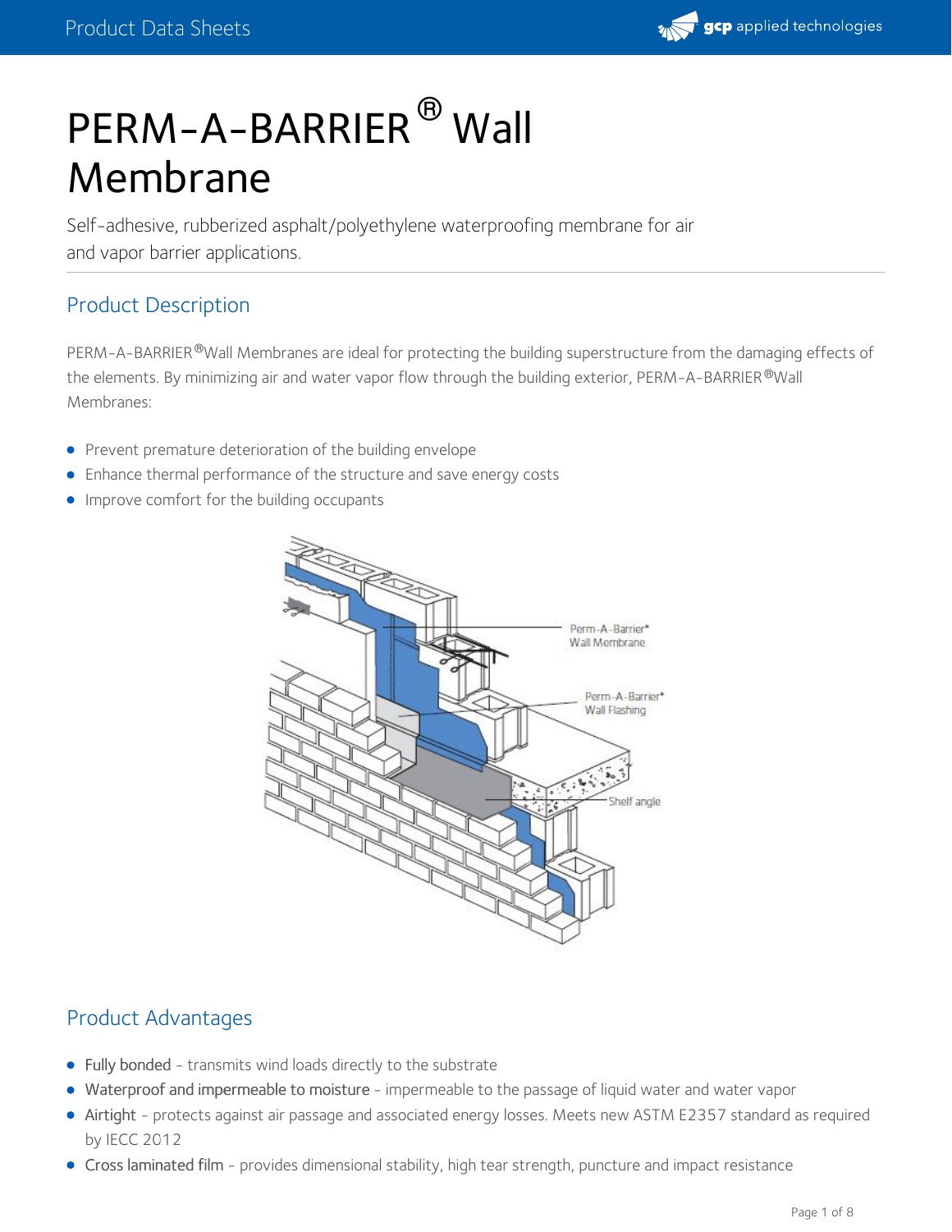# PERM-A-BARRIER® Wall Membrane

Self-adhesive, rubberized asphalt/polyethylene waterproofing membrane for air and vapor barrier applications.

## Product Description

PERM-A-BARRIER®Wall Membranes are ideal for protecting the building superstructure from the damaging effects of the elements. By minimizing air and water vapor flow through the building exterior, PERM-A-BARRIER®Wall Membranes:

- Prevent premature deterioration of the building envelope
- Enhance thermal performance of the structure and save energy costs
- Improve comfort for the building occupants

Perm-A-Barrier® Wall Membrane

Perm-A-Barrier® Wall Flashing

Shelf angle

## Product Advantages

- **Fully bonded** - transmits wind loads directly to the substrate
- **Waterproof and impermeable to moisture** - impermeable to the passage of liquid water and water vapor
- **Airtight** - protects against air passage and associated energy losses. Meets new ASTM E2357 standard as required by IECC 2012
- **Cross laminated film** - provides dimensional stability, high tear strength, puncture and impact resistance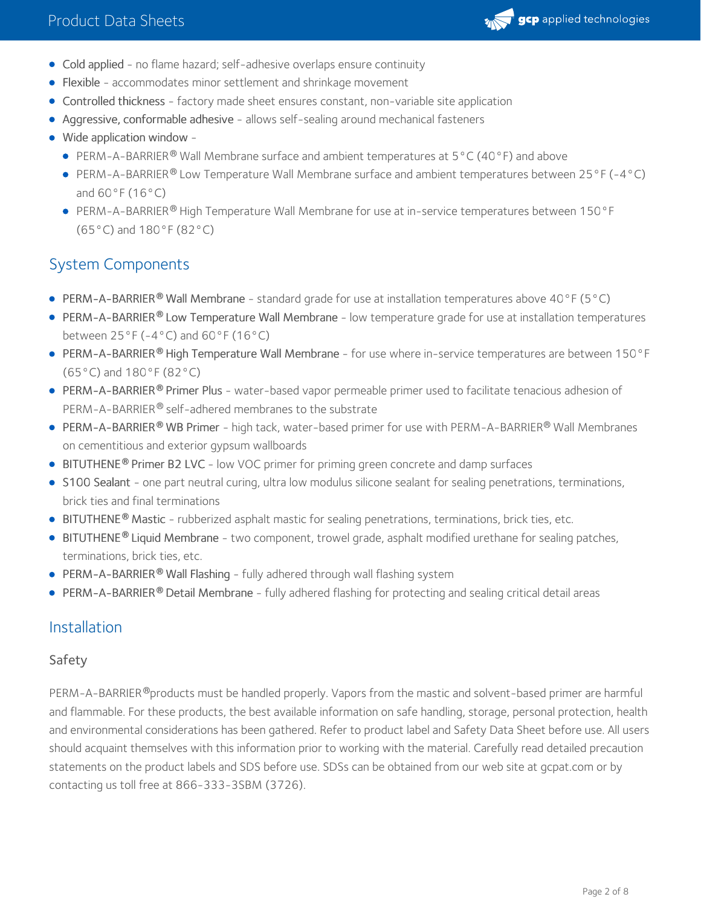- **Cold applied** - no flame hazard; self-adhesive overlaps ensure continuity
- **Flexible** - accommodates minor settlement and shrinkage movement
- **Controlled thickness** - factory made sheet ensures constant, non-variable site application
- **Aggressive, conformable adhesive** - allows self-sealing around mechanical fasteners
- **Wide application window** -
  - PERM-A-BARRIER® Wall Membrane surface and ambient temperatures at 5°C (40°F) and above
  - PERM-A-BARRIER® Low Temperature Wall Membrane surface and ambient temperatures between 25°F (-4°C) and 60°F (16°C)
  - PERM-A-BARRIER® High Temperature Wall Membrane for use at in-service temperatures between 150°F (65°C) and 180°F (82°C)

## System Components

- **PERM-A-BARRIER® Wall Membrane** - standard grade for use at installation temperatures above 40°F (5°C)
- **PERM-A-BARRIER® Low Temperature Wall Membrane** - low temperature grade for use at installation temperatures between 25°F (-4°C) and 60°F (16°C)
- **PERM-A-BARRIER® High Temperature Wall Membrane** - for use where in-service temperatures are between 150°F (65°C) and 180°F (82°C)
- **PERM-A-BARRIER® Primer Plus** - water-based vapor permeable primer used to facilitate tenacious adhesion of PERM-A-BARRIER® self-adhered membranes to the substrate
- **PERM-A-BARRIER® WB Primer** - high tack, water-based primer for use with PERM-A-BARRIER® Wall Membranes on cementitious and exterior gypsum wallboards
- **BITUTHENE® Primer B2 LVC** - low VOC primer for priming green concrete and damp surfaces
- **S100 Sealant** - one part neutral curing, ultra low modulus silicone sealant for sealing penetrations, terminations, brick ties and final terminations
- **BITUTHENE® Mastic** - rubberized asphalt mastic for sealing penetrations, terminations, brick ties, etc.
- **BITUTHENE® Liquid Membrane** - two component, trowel grade, asphalt modified urethane for sealing patches, terminations, brick ties, etc.
- **PERM-A-BARRIER® Wall Flashing** - fully adhered through wall flashing system
- **PERM-A-BARRIER® Detail Membrane** - fully adhered flashing for protecting and sealing critical detail areas

## Installation

### Safety

PERM-A-BARRIER®products must be handled properly. Vapors from the mastic and solvent-based primer are harmful and flammable. For these products, the best available information on safe handling, storage, personal protection, health and environmental considerations has been gathered. Refer to product label and Safety Data Sheet before use. All users should acquaint themselves with this information prior to working with the material. Carefully read detailed precaution statements on the product labels and SDS before use. SDSs can be obtained from our web site at gcpat.com or by contacting us toll free at 866-333-3SBM (3726).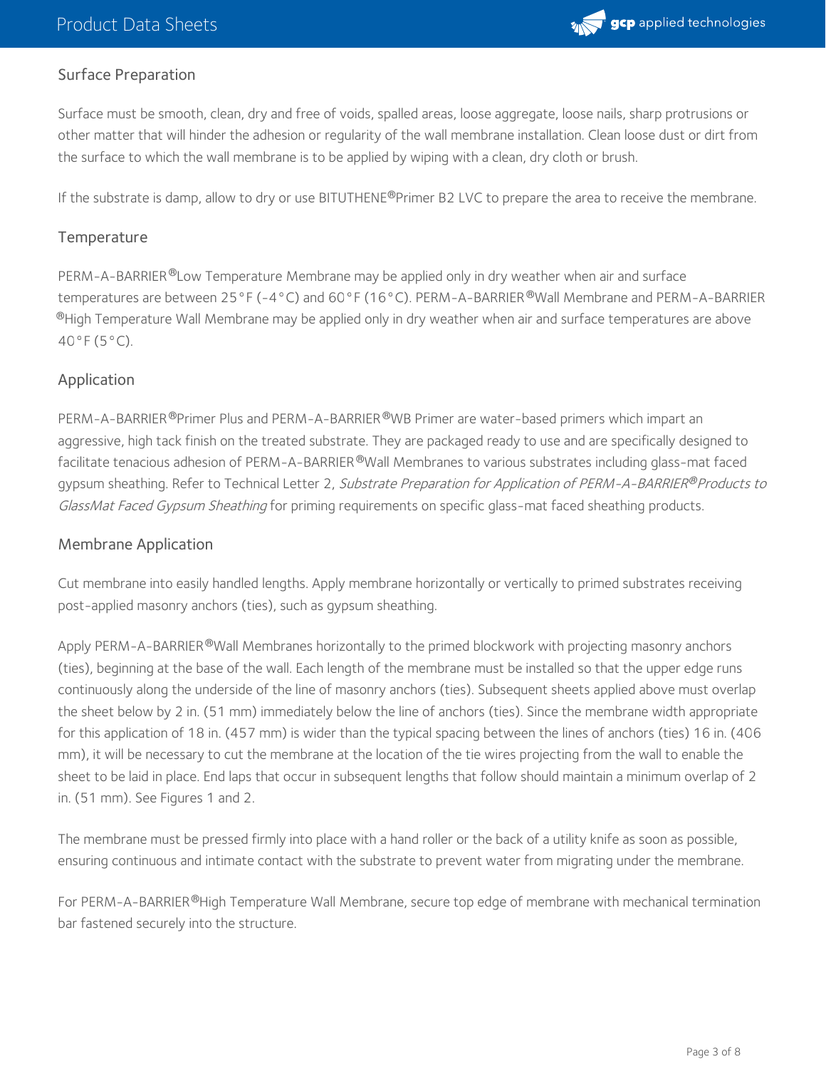## Surface Preparation

Surface must be smooth, clean, dry and free of voids, spalled areas, loose aggregate, loose nails, sharp protrusions or other matter that will hinder the adhesion or regularity of the wall membrane installation. Clean loose dust or dirt from the surface to which the wall membrane is to be applied by wiping with a clean, dry cloth or brush.

If the substrate is damp, allow to dry or use BITUTHENE®Primer B2 LVC to prepare the area to receive the membrane.

## Temperature

PERM-A-BARRIER®Low Temperature Membrane may be applied only in dry weather when air and surface temperatures are between 25°F (-4°C) and 60°F (16°C). PERM-A-BARRIER®Wall Membrane and PERM-A-BARRIER®High Temperature Wall Membrane may be applied only in dry weather when air and surface temperatures are above 40°F (5°C).

## Application

PERM-A-BARRIER®Primer Plus and PERM-A-BARRIER®WB Primer are water-based primers which impart an aggressive, high tack finish on the treated substrate. They are packaged ready to use and are specifically designed to facilitate tenacious adhesion of PERM-A-BARRIER®Wall Membranes to various substrates including glass-mat faced gypsum sheathing. Refer to Technical Letter 2, *Substrate Preparation for Application of PERM-A-BARRIER®Products to GlassMat Faced Gypsum Sheathing* for priming requirements on specific glass-mat faced sheathing products.

## Membrane Application

Cut membrane into easily handled lengths. Apply membrane horizontally or vertically to primed substrates receiving post-applied masonry anchors (ties), such as gypsum sheathing.

Apply PERM-A-BARRIER®Wall Membranes horizontally to the primed blockwork with projecting masonry anchors (ties), beginning at the base of the wall. Each length of the membrane must be installed so that the upper edge runs continuously along the underside of the line of masonry anchors (ties). Subsequent sheets applied above must overlap the sheet below by 2 in. (51 mm) immediately below the line of anchors (ties). Since the membrane width appropriate for this application of 18 in. (457 mm) is wider than the typical spacing between the lines of anchors (ties) 16 in. (406 mm), it will be necessary to cut the membrane at the location of the tie wires projecting from the wall to enable the sheet to be laid in place. End laps that occur in subsequent lengths that follow should maintain a minimum overlap of 2 in. (51 mm). See Figures 1 and 2.

The membrane must be pressed firmly into place with a hand roller or the back of a utility knife as soon as possible, ensuring continuous and intimate contact with the substrate to prevent water from migrating under the membrane.

For PERM-A-BARRIER®High Temperature Wall Membrane, secure top edge of membrane with mechanical termination bar fastened securely into the structure.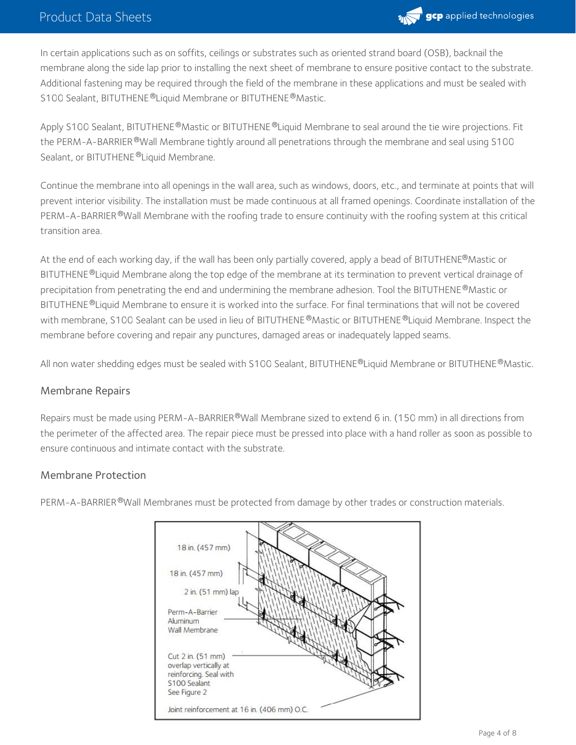In certain applications such as on soffits, ceilings or substrates such as oriented strand board (OSB), backnail the membrane along the side lap prior to installing the next sheet of membrane to ensure positive contact to the substrate. Additional fastening may be required through the field of the membrane in these applications and must be sealed with S100 Sealant, BITUTHENE®Liquid Membrane or BITUTHENE®Mastic.

Apply S100 Sealant, BITUTHENE®Mastic or BITUTHENE®Liquid Membrane to seal around the tie wire projections. Fit the PERM-A-BARRIER®Wall Membrane tightly around all penetrations through the membrane and seal using S100 Sealant, or BITUTHENE®Liquid Membrane.

Continue the membrane into all openings in the wall area, such as windows, doors, etc., and terminate at points that will prevent interior visibility. The installation must be made continuous at all framed openings. Coordinate installation of the PERM-A-BARRIER®Wall Membrane with the roofing trade to ensure continuity with the roofing system at this critical transition area.

At the end of each working day, if the wall has been only partially covered, apply a bead of BITUTHENE®Mastic or BITUTHENE®Liquid Membrane along the top edge of the membrane at its termination to prevent vertical drainage of precipitation from penetrating the end and undermining the membrane adhesion. Tool the BITUTHENE®Mastic or BITUTHENE®Liquid Membrane to ensure it is worked into the surface. For final terminations that will not be covered with membrane, S100 Sealant can be used in lieu of BITUTHENE®Mastic or BITUTHENE®Liquid Membrane. Inspect the membrane before covering and repair any punctures, damaged areas or inadequately lapped seams.

All non water shedding edges must be sealed with S100 Sealant, BITUTHENE®Liquid Membrane or BITUTHENE®Mastic.

### Membrane Repairs

Repairs must be made using PERM-A-BARRIER®Wall Membrane sized to extend 6 in. (150 mm) in all directions from the perimeter of the affected area. The repair piece must be pressed into place with a hand roller as soon as possible to ensure continuous and intimate contact with the substrate.

### Membrane Protection

PERM-A-BARRIER®Wall Membranes must be protected from damage by other trades or construction materials.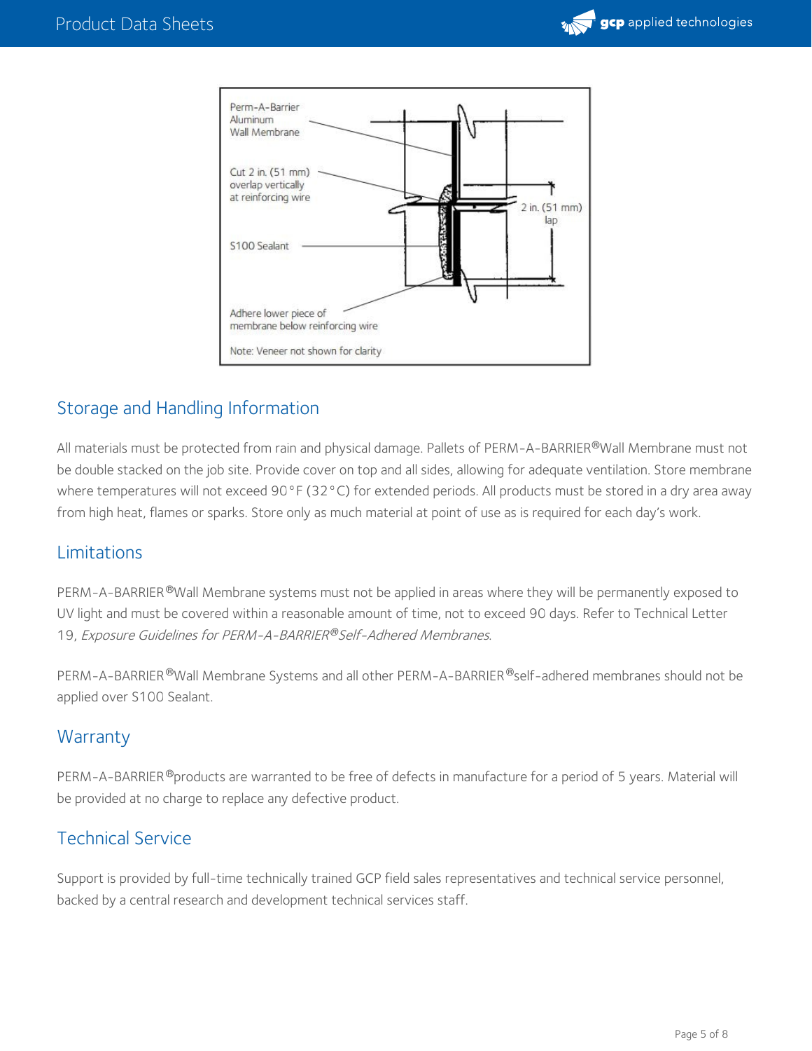Perm-A-Barrier Aluminum Wall Membrane

Cut 2 in. (51 mm) overlap vertically at reinforcing wire

S100 Sealant

2 in. (51 mm) lap

Adhere lower piece of membrane below reinforcing wire

Note: Veneer not shown for clarity

## Storage and Handling Information

All materials must be protected from rain and physical damage. Pallets of PERM-A-BARRIER® Wall Membrane must not be double stacked on the job site. Provide cover on top and all sides, allowing for adequate ventilation. Store membrane where temperatures will not exceed 90°F (32°C) for extended periods. All products must be stored in a dry area away from high heat, flames or sparks. Store only as much material at point of use as is required for each day's work.

## Limitations

PERM-A-BARRIER® Wall Membrane systems must not be applied in areas where they will be permanently exposed to UV light and must be covered within a reasonable amount of time, not to exceed 90 days. Refer to Technical Letter 19, *Exposure Guidelines for PERM-A-BARRIER® Self-Adhered Membranes*.

PERM-A-BARRIER® Wall Membrane Systems and all other PERM-A-BARRIER® self-adhered membranes should not be applied over S100 Sealant.

## Warranty

PERM-A-BARRIER® products are warranted to be free of defects in manufacture for a period of 5 years. Material will be provided at no charge to replace any defective product.

## Technical Service

Support is provided by full-time technically trained GCP field sales representatives and technical service personnel, backed by a central research and development technical services staff.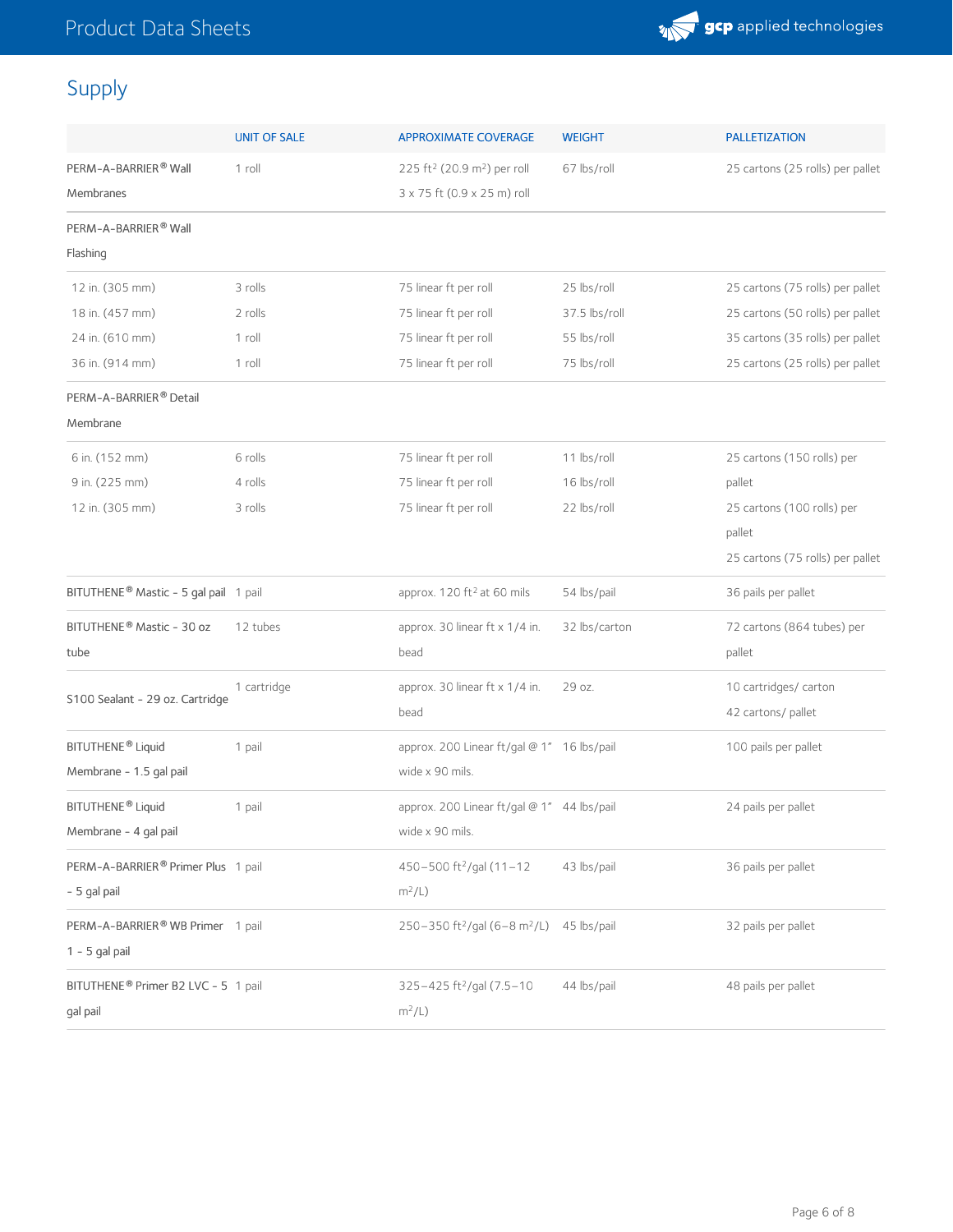## Supply

| | UNIT OF SALE | APPROXIMATE COVERAGE | WEIGHT | PALLETIZATION |
|---|---|---|---|---|
| PERM-A-BARRIER® Wall Membranes | 1 roll | 225 $ft^2$ (20.9 $m^2$) per roll 3 x 75 ft (0.9 x 25 m) roll | 67 lbs/roll | 25 cartons (25 rolls) per pallet |
| PERM-A-BARRIER® Wall Flashing | | | | |
| 12 in. (305 mm) | 3 rolls | 75 linear ft per roll | 25 lbs/roll | 25 cartons (75 rolls) per pallet |
| 18 in. (457 mm) | 2 rolls | 75 linear ft per roll | 37.5 lbs/roll | 25 cartons (50 rolls) per pallet |
| 24 in. (610 mm) | 1 roll | 75 linear ft per roll | 55 lbs/roll | 35 cartons (35 rolls) per pallet |
| 36 in. (914 mm) | 1 roll | 75 linear ft per roll | 75 lbs/roll | 25 cartons (25 rolls) per pallet |
| PERM-A-BARRIER® Detail Membrane | | | | |
| 6 in. (152 mm) | 6 rolls | 75 linear ft per roll | 11 lbs/roll | 25 cartons (150 rolls) per pallet |
| 9 in. (225 mm) | 4 rolls | 75 linear ft per roll | 16 lbs/roll | 25 cartons (100 rolls) per pallet |
| 12 in. (305 mm) | 3 rolls | 75 linear ft per roll | 22 lbs/roll | 25 cartons (75 rolls) per pallet |
| BITUTHENE® Mastic - 5 gal pail | 1 pail | approx. 120 $ft^2$ at 60 mils | 54 lbs/pail | 36 pails per pallet |
| BITUTHENE® Mastic - 30 oz tube | 12 tubes | approx. 30 linear ft x 1/4 in. bead | 32 lbs/carton | 72 cartons (864 tubes) per pallet |
| S100 Sealant - 29 oz. Cartridge | 1 cartridge | approx. 30 linear ft x 1/4 in. bead | 29 oz. | 10 cartridges/ carton 42 cartons/ pallet |
| BITUTHENE® Liquid Membrane - 1.5 gal pail | 1 pail | approx. 200 Linear ft/gal @ 1" wide x 90 mils. | 16 lbs/pail | 100 pails per pallet |
| BITUTHENE® Liquid Membrane - 4 gal pail | 1 pail | approx. 200 Linear ft/gal @ 1" wide x 90 mils. | 44 lbs/pail | 24 pails per pallet |
| PERM-A-BARRIER® Primer Plus - 5 gal pail | 1 pail | 450–500 $ft^2$/gal (11–12 $m^2$/L) | 43 lbs/pail | 36 pails per pallet |
| PERM-A-BARRIER® WB Primer 1 - 5 gal pail | 1 pail | 250–350 $ft^2$/gal (6–8 $m^2$/L) | 45 lbs/pail | 32 pails per pallet |
| BITUTHENE® Primer B2 LVC - 5 gal pail | 1 pail | 325–425 $ft^2$/gal (7.5–10 $m^2$/L) | 44 lbs/pail | 48 pails per pallet |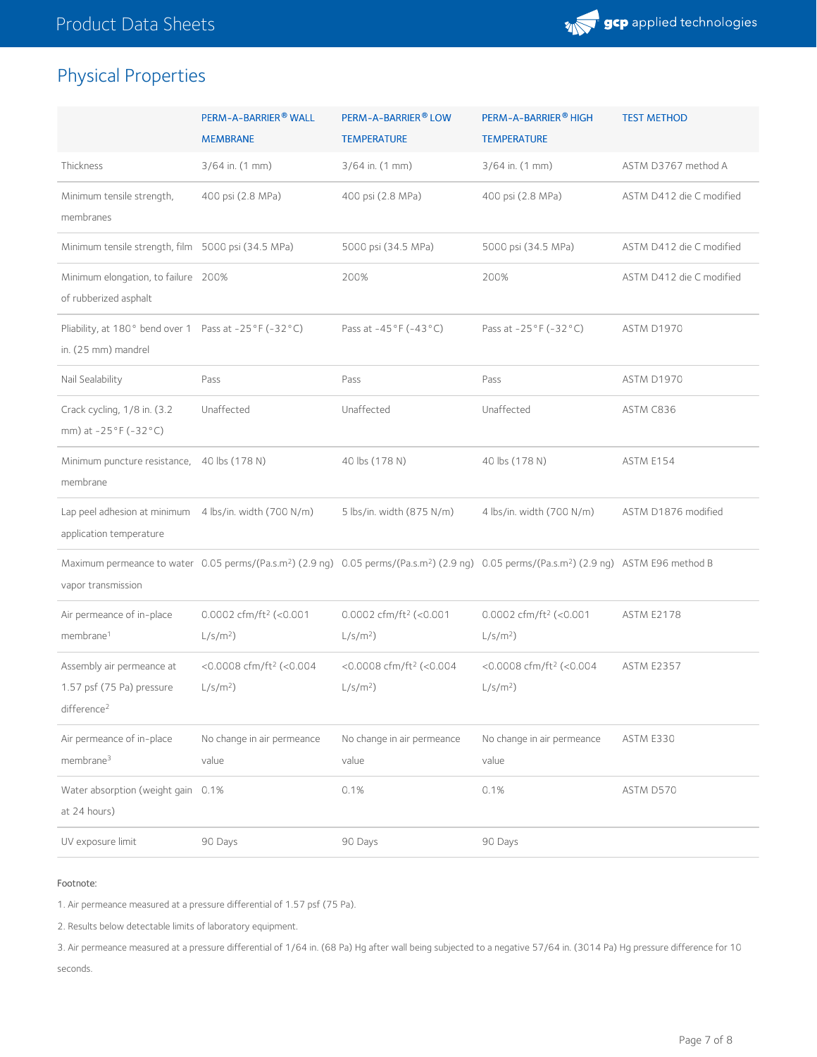## Physical Properties

| | PERM-A-BARRIER® WALL MEMBRANE | PERM-A-BARRIER® LOW TEMPERATURE | PERM-A-BARRIER® HIGH TEMPERATURE | TEST METHOD |
|---|---|---|---|---|
| Thickness | 3/64 in. (1 mm) | 3/64 in. (1 mm) | 3/64 in. (1 mm) | ASTM D3767 method A |
| Minimum tensile strength, membranes | 400 psi (2.8 MPa) | 400 psi (2.8 MPa) | 400 psi (2.8 MPa) | ASTM D412 die C modified |
| Minimum tensile strength, film | 5000 psi (34.5 MPa) | 5000 psi (34.5 MPa) | 5000 psi (34.5 MPa) | ASTM D412 die C modified |
| Minimum elongation, to failure of rubberized asphalt | 200% | 200% | 200% | ASTM D412 die C modified |
| Pliability, at 180° bend over 1 in. (25 mm) mandrel | Pass at -25°F (-32°C) | Pass at -45°F (-43°C) | Pass at -25°F (-32°C) | ASTM D1970 |
| Nail Sealability | Pass | Pass | Pass | ASTM D1970 |
| Crack cycling, 1/8 in. (3.2 mm) at -25°F (-32°C) | Unaffected | Unaffected | Unaffected | ASTM C836 |
| Minimum puncture resistance, membrane | 40 lbs (178 N) | 40 lbs (178 N) | 40 lbs (178 N) | ASTM E154 |
| Lap peel adhesion at minimum application temperature | 4 lbs/in. width (700 N/m) | 5 lbs/in. width (875 N/m) | 4 lbs/in. width (700 N/m) | ASTM D1876 modified |
| Maximum permeance to water vapor transmission | 0.05 perms/(Pa.s.m²) (2.9 ng) | 0.05 perms/(Pa.s.m²) (2.9 ng) | 0.05 perms/(Pa.s.m²) (2.9 ng) | ASTM E96 method B |
| Air permeance of in-place membrane[1] | 0.0002 cfm/ft² (<0.001 L/s/m²) | 0.0002 cfm/ft² (<0.001 L/s/m²) | 0.0002 cfm/ft² (<0.001 L/s/m²) | ASTM E2178 |
| Assembly air permeance at 1.57 psf (75 Pa) pressure difference[2] | <0.0008 cfm/ft² (<0.004 L/s/m²) | <0.0008 cfm/ft² (<0.004 L/s/m²) | <0.0008 cfm/ft² (<0.004 L/s/m²) | ASTM E2357 |
| Air permeance of in-place membrane[3] | No change in air permeance value | No change in air permeance value | No change in air permeance value | ASTM E330 |
| Water absorption (weight gain at 24 hours) | 0.1% | 0.1% | 0.1% | ASTM D570 |
| UV exposure limit | 90 Days | 90 Days | 90 Days | |

Footnote:

1. Air permeance measured at a pressure differential of 1.57 psf (75 Pa).
2. Results below detectable limits of laboratory equipment.
3. Air permeance measured at a pressure differential of 1/64 in. (68 Pa) Hg after wall being subjected to a negative 57/64 in. (3014 Pa) Hg pressure difference for 10 seconds.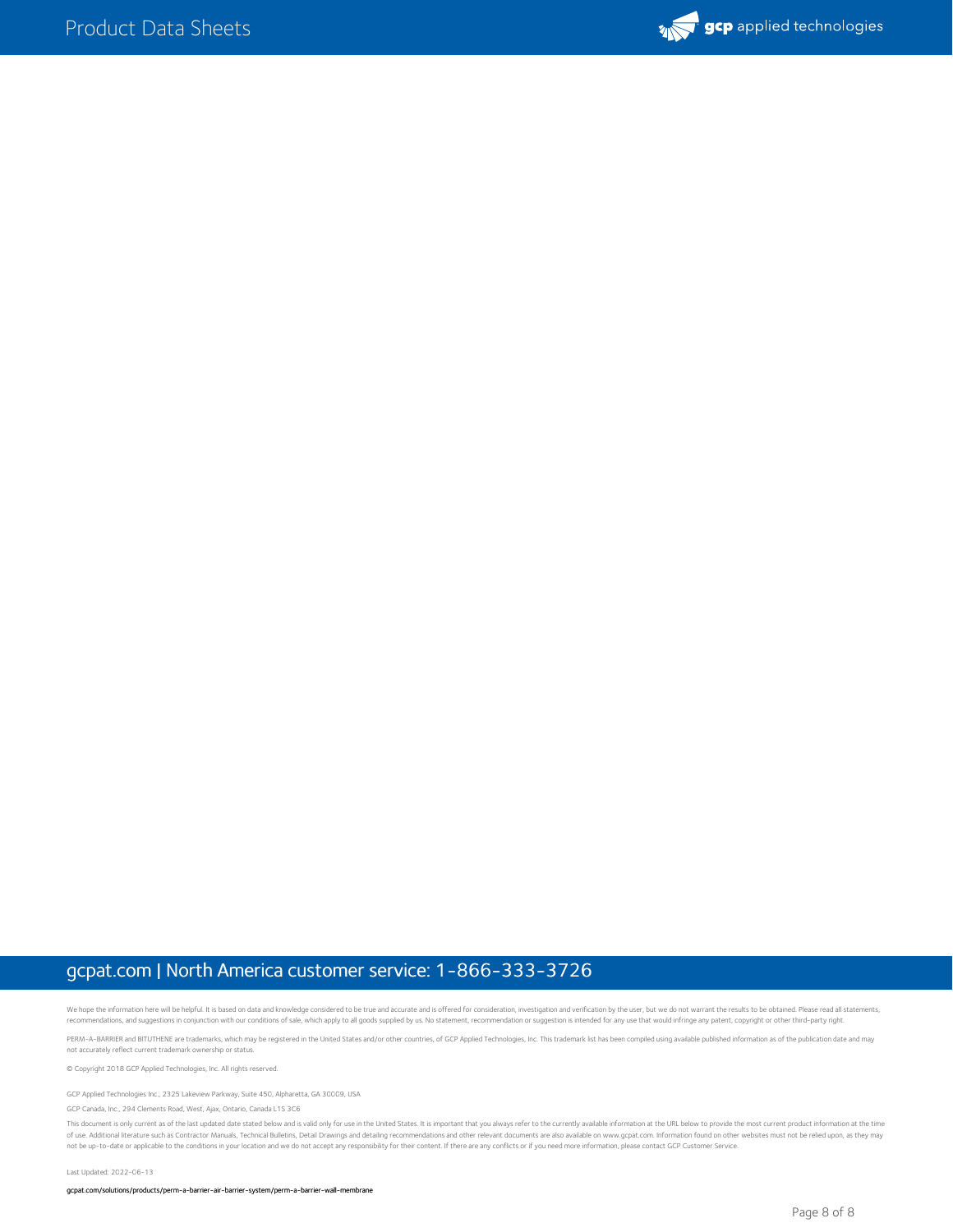We hope the information here will be helpful. It is based on data and knowledge considered to be true and accurate and is offered for consideration, investigation and verification by the user, but we do not warrant the results to be obtained. Please read all statements, recommendations, and suggestions in conjunction with our conditions of sale, which apply to all goods supplied by us. No statement, recommendation or suggestion is intended for any use that would infringe any patent, copyright or other third-party right.

PERM-A-BARRIER and BITUTHENE are trademarks, which may be registered in the United States and/or other countries, of GCP Applied Technologies, Inc. This trademark list has been compiled using available published information as of the publication date and may not accurately reflect current trademark ownership or status.

© Copyright 2018 GCP Applied Technologies, Inc. All rights reserved.

GCP Applied Technologies Inc., 2325 Lakeview Parkway, Suite 450, Alpharetta, GA 30009, USA

GCP Canada, Inc., 294 Clements Road, West, Ajax, Ontario, Canada L1S 3C6

This document is only current as of the last updated date stated below and is valid only for use in the United States. It is important that you always refer to the currently available information at the URL below to provide the most current product information at the time of use. Additional literature such as Contractor Manuals, Technical Bulletins, Detail Drawings and detailing recommendations and other relevant documents are also available on www.gcpat.com. Information found on other websites must not be relied upon, as they may not be up-to-date or applicable to the conditions in your location and we do not accept any responsibility for their content. If there are any conflicts or if you need more information, please contact GCP Customer Service.

Last Updated: 2022-06-13

gcpat.com/solutions/products/perm-a-barrier-air-barrier-system/perm-a-barrier-wall-membrane